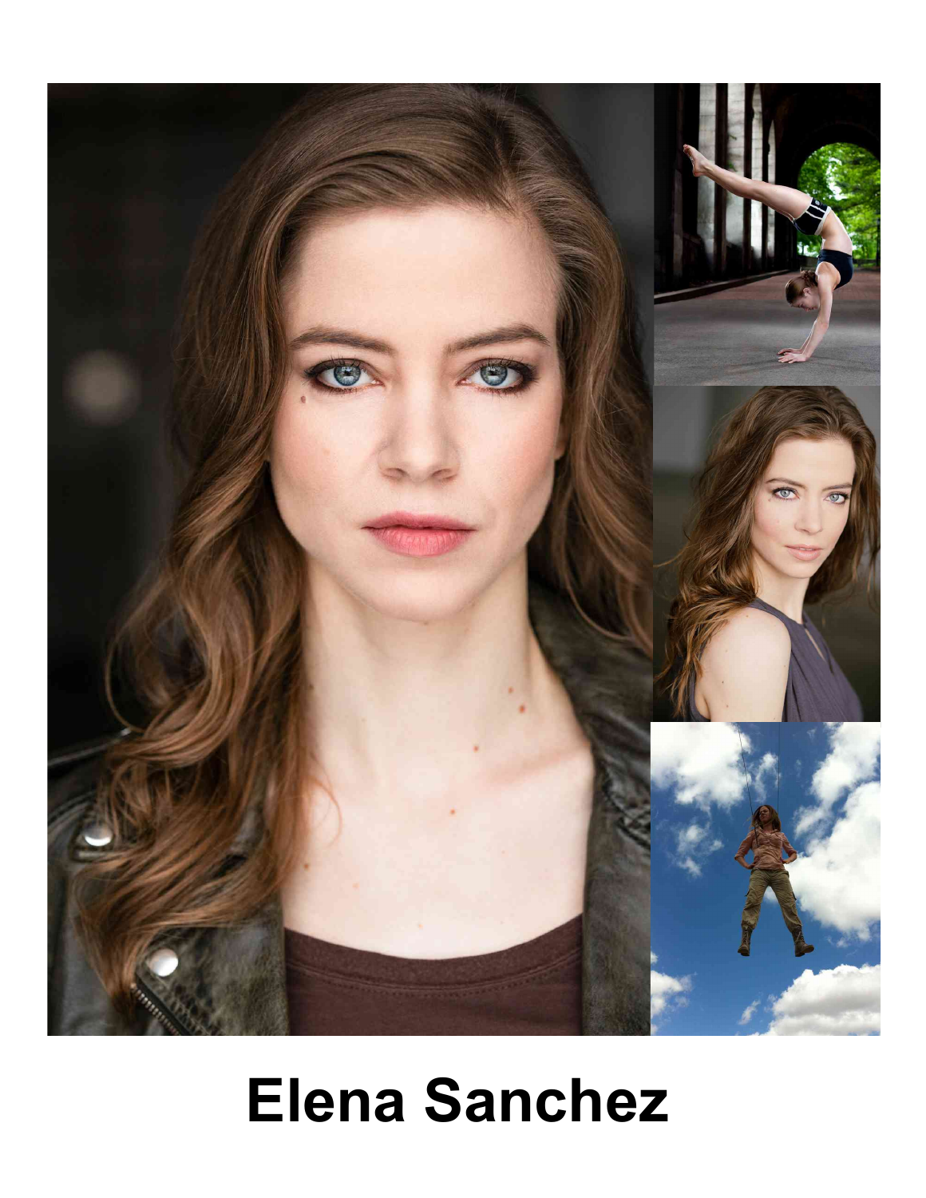# Elena Sanchez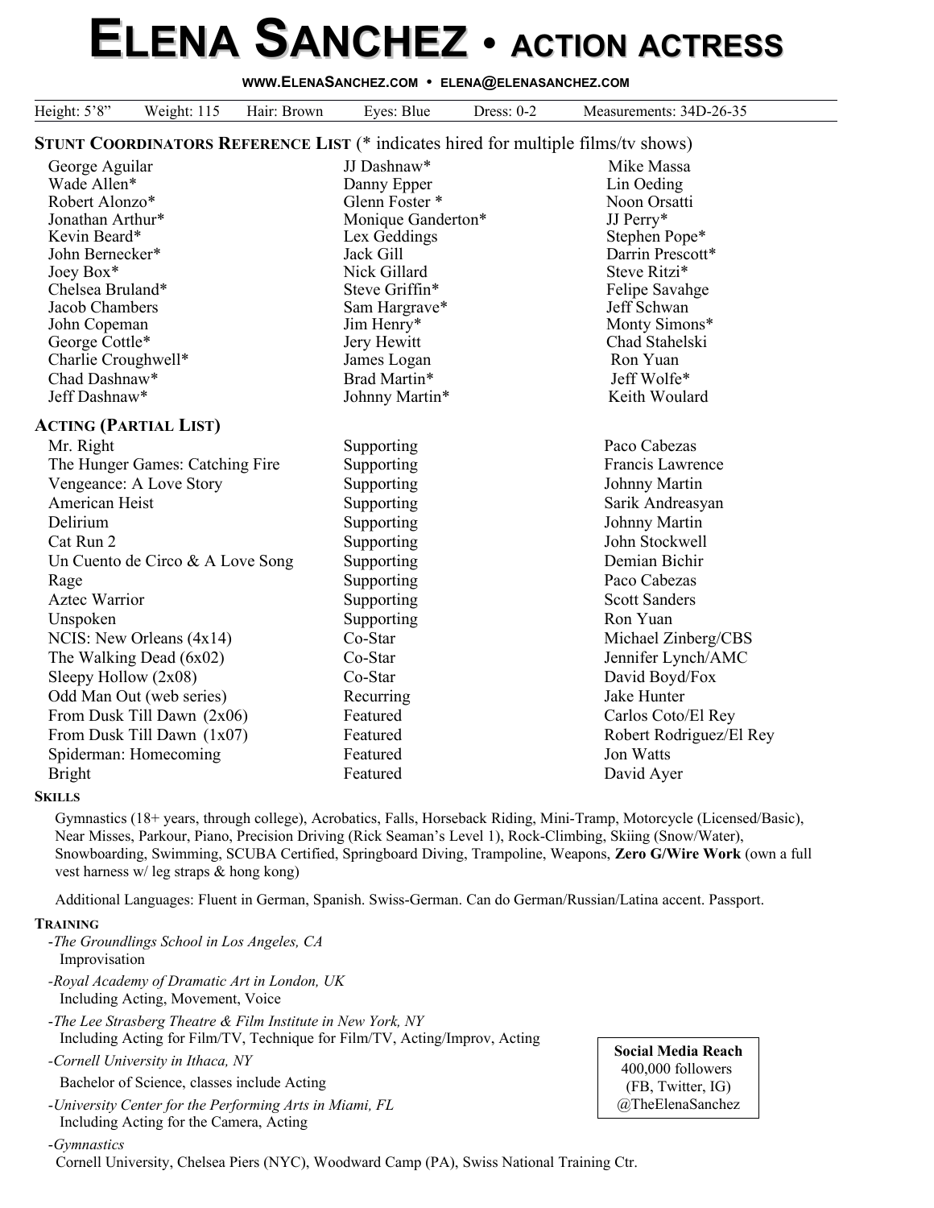# Elena Sanchez • Action Actress

www.ElenaSanchez.com • elena@elenasanchez.com

| Height: 5'8" | Weight: 115 | Hair: Brown | Eyes: Blue | Dress: 0-2 | Measurements: 34D-26-35 |
|---|---|---|---|---|---|

## Stunt Coordinators Reference List (* indicates hired for multiple films/tv shows)

| | | |
|---|---|---|
| George Aguilar | JJ Dashnaw* | Mike Massa |
| Wade Allen* | Danny Epper | Lin Oeding |
| Robert Alonzo* | Glenn Foster * | Noon Orsatti |
| Jonathan Arthur* | Monique Ganderton* | JJ Perry* |
| Kevin Beard* | Lex Geddings | Stephen Pope* |
| John Bernecker* | Jack Gill | Darrin Prescott* |
| Joey Box* | Nick Gillard | Steve Ritzi* |
| Chelsea Bruland* | Steve Griffin* | Felipe Savahge |
| Jacob Chambers | Sam Hargrave* | Jeff Schwan |
| John Copeman | Jim Henry* | Monty Simons* |
| George Cottle* | Jery Hewitt | Chad Stahelski |
| Charlie Croughwell* | James Logan | Ron Yuan |
| Chad Dashnaw* | Brad Martin* | Jeff Wolfe* |
| Jeff Dashnaw* | Johnny Martin* | Keith Woulard |

## Acting (Partial List)

| | | |
|---|---|---|
| Mr. Right | Supporting | Paco Cabezas |
| The Hunger Games: Catching Fire | Supporting | Francis Lawrence |
| Vengeance: A Love Story | Supporting | Johnny Martin |
| American Heist | Supporting | Sarik Andreasyan |
| Delirium | Supporting | Johnny Martin |
| Cat Run 2 | Supporting | John Stockwell |
| Un Cuento de Circo & A Love Song | Supporting | Demian Bichir |
| Rage | Supporting | Paco Cabezas |
| Aztec Warrior | Supporting | Scott Sanders |
| Unspoken | Supporting | Ron Yuan |
| NCIS: New Orleans (4x14) | Co-Star | Michael Zinberg/CBS |
| The Walking Dead (6x02) | Co-Star | Jennifer Lynch/AMC |
| Sleepy Hollow (2x08) | Co-Star | David Boyd/Fox |
| Odd Man Out (web series) | Recurring | Jake Hunter |
| From Dusk Till Dawn (2x06) | Featured | Carlos Coto/El Rey |
| From Dusk Till Dawn (1x07) | Featured | Robert Rodriguez/El Rey |
| Spiderman: Homecoming | Featured | Jon Watts |
| Bright | Featured | David Ayer |

## Skills

Gymnastics (18+ years, through college), Acrobatics, Falls, Horseback Riding, Mini-Tramp, Motorcycle (Licensed/Basic), Near Misses, Parkour, Piano, Precision Driving (Rick Seaman's Level 1), Rock-Climbing, Skiing (Snow/Water), Snowboarding, Swimming, SCUBA Certified, Springboard Diving, Trampoline, Weapons, **Zero G/Wire Work** (own a full vest harness w/ leg straps & hong kong)

Additional Languages: Fluent in German, Spanish. Swiss-German. Can do German/Russian/Latina accent. Passport.

## Training

- *The Groundlings School in Los Angeles, CA*
  Improvisation
- *Royal Academy of Dramatic Art in London, UK*
  Including Acting, Movement, Voice
- *The Lee Strasberg Theatre & Film Institute in New York, NY*
  Including Acting for Film/TV, Technique for Film/TV, Acting/Improv, Acting
- *Cornell University in Ithaca, NY*
  Bachelor of Science, classes include Acting
- *University Center for the Performing Arts in Miami, FL*
  Including Acting for the Camera, Acting
- *Gymnastics*
  Cornell University, Chelsea Piers (NYC), Woodward Camp (PA), Swiss National Training Ctr.

**Social Media Reach**
400,000 followers
(FB, Twitter, IG)
@TheElenaSanchez